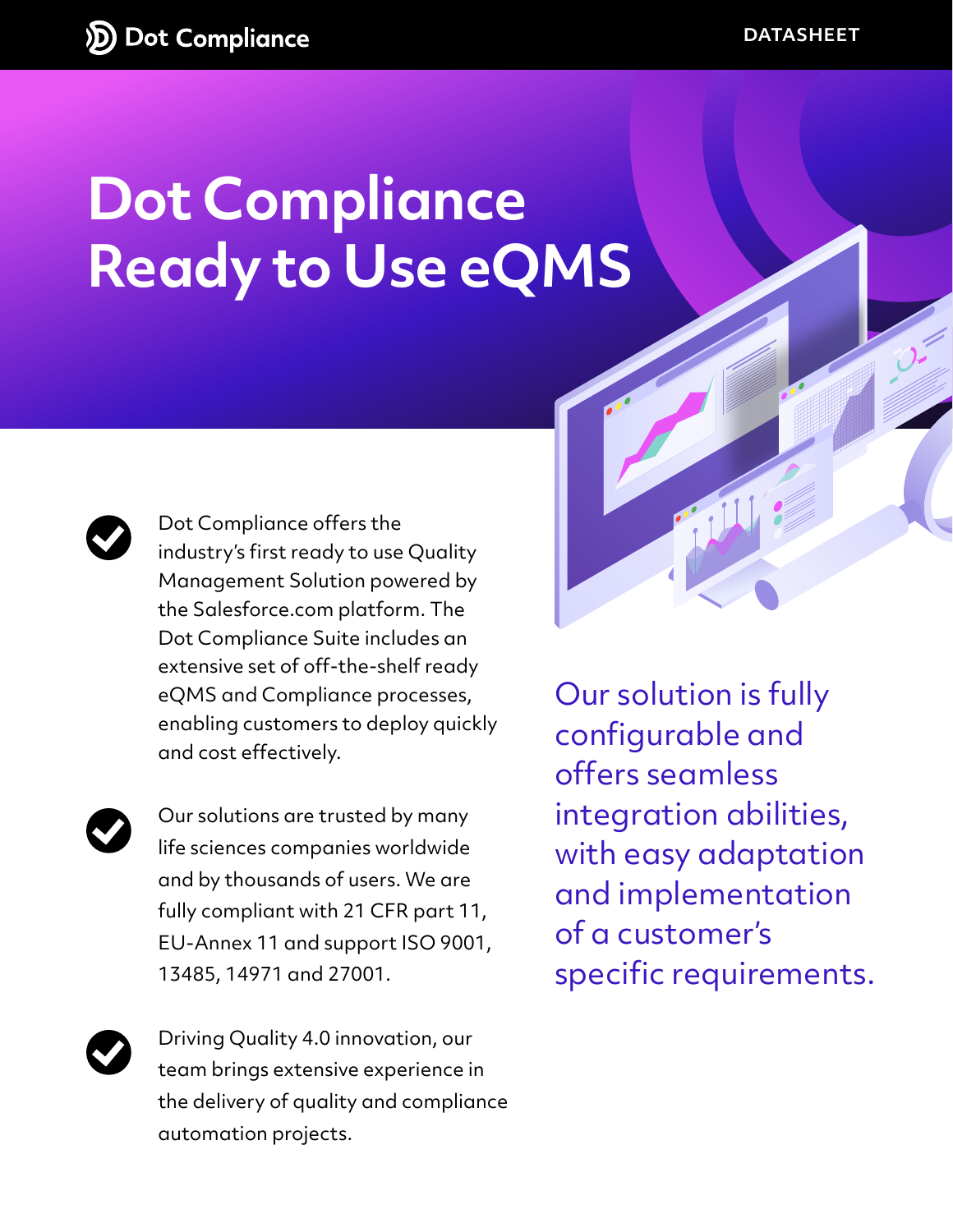# Dot Compliance Ready to Use eQMS

- Dot Compliance offers the industry's first ready to use Quality Management Solution powered by the Salesforce.com platform. The Dot Compliance Suite includes an extensive set of off-the-shelf ready eQMS and Compliance processes, enabling customers to deploy quickly and cost effectively.

- Our solutions are trusted by many life sciences companies worldwide and by thousands of users. We are fully compliant with 21 CFR part 11, EU-Annex 11 and support ISO 9001, 13485, 14971 and 27001.

- Driving Quality 4.0 innovation, our team brings extensive experience in the delivery of quality and compliance automation projects.

Our solution is fully configurable and offers seamless integration abilities, with easy adaptation and implementation of a customer's specific requirements.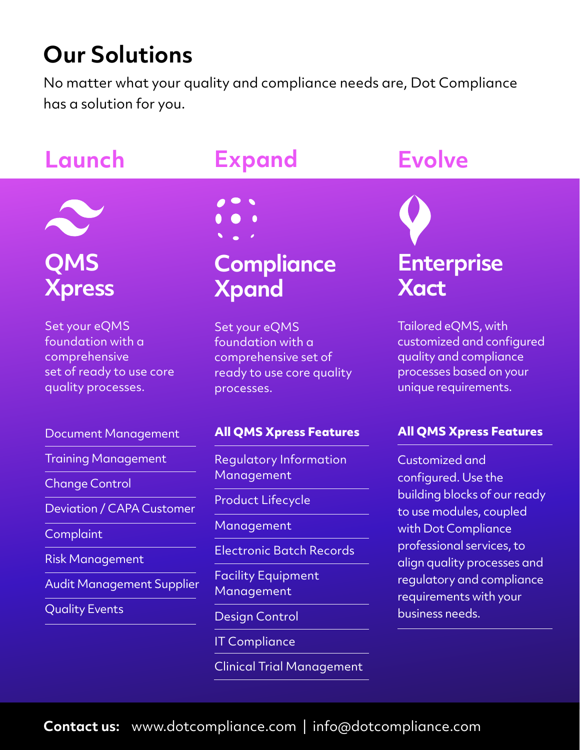# Our Solutions

No matter what your quality and compliance needs are, Dot Compliance has a solution for you.

## Launch

### QMS Xpress

Set your eQMS foundation with a comprehensive set of ready to use core quality processes.

- Document Management
- Training Management
- Change Control
- Deviation / CAPA Customer
- Complaint
- Risk Management
- Audit Management Supplier
- Quality Events

## Expand

### Compliance Xpand

Set your eQMS foundation with a comprehensive set of ready to use core quality processes.

**All QMS Xpress Features**

- Regulatory Information Management
- Product Lifecycle
- Management
- Electronic Batch Records
- Facility Equipment Management
- Design Control
- IT Compliance
- Clinical Trial Management

## Evolve

### Enterprise Xact

Tailored eQMS, with customized and configured quality and compliance processes based on your unique requirements.

**All QMS Xpress Features**

Customized and configured. Use the building blocks of our ready to use modules, coupled with Dot Compliance professional services, to align quality processes and regulatory and compliance requirements with your business needs.

**Contact us:** www.dotcompliance.com | info@dotcompliance.com